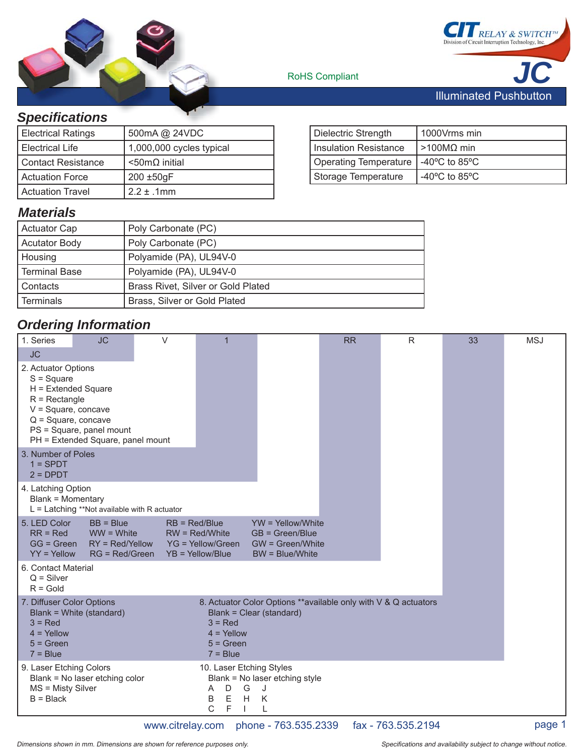CIT RELAY & SWITCH™
Division of Circuit Interruption Technology, Inc.

RoHS Compliant

# JC

## Illuminated Pushbutton

## Specifications

| Electrical Ratings | 500mA @ 24VDC |
|---|---|
| Electrical Life | 1,000,000 cycles typical |
| Contact Resistance | <50mΩ initial |
| Actuation Force | 200 ±50gF |
| Actuation Travel | 2.2 ± .1mm |

| Dielectric Strength | 1000Vrms min |
|---|---|
| Insulation Resistance | >100MΩ min |
| Operating Temperature | -40ºC to 85ºC |
| Storage Temperature | -40ºC to 85ºC |

## Materials

| Actuator Cap | Poly Carbonate (PC) |
|---|---|
| Acutator Body | Poly Carbonate (PC) |
| Housing | Polyamide (PA), UL94V-0 |
| Terminal Base | Polyamide (PA), UL94V-0 |
| Contacts | Brass Rivet, Silver or Gold Plated |
| Terminals | Brass, Silver or Gold Plated |

## Ordering Information

| 1. Series | JC | V | 1 | | RR | R | 33 | MSJ |
|---|---|---|---|---|---|---|---|---|

1. Series
   - JC

2. Actuator Options
   - S = Square
   - H = Extended Square
   - R = Rectangle
   - V = Square, concave
   - Q = Square, concave
   - PS = Square, panel mount
   - PH = Extended Square, panel mount

3. Number of Poles
   - 1 = SPDT
   - 2 = DPDT

4. Latching Option
   - Blank = Momentary
   - L = Latching **Not available with R actuator

5. LED Color

| | | | |
|---|---|---|---|
| RR = Red | BB = Blue | RB = Red/Blue | YW = Yellow/White |
| GG = Green | WW = White | RW = Red/White | GB = Green/Blue |
| YY = Yellow | RY = Red/Yellow | YG = Yellow/Green | GW = Green/White |
| | RG = Red/Green | YB = Yellow/Blue | BW = Blue/White |

6. Contact Material
   - Q = Silver
   - R = Gold

7. Diffuser Color Options
   - Blank = White (standard)
   - 3 = Red
   - 4 = Yellow
   - 5 = Green
   - 7 = Blue

8. Actuator Color Options **available only with V & Q actuators
   - Blank = Clear (standard)
   - 3 = Red
   - 4 = Yellow
   - 5 = Green
   - 7 = Blue

9. Laser Etching Colors
   - Blank = No laser etching color
   - MS = Misty Silver
   - B = Black

10. Laser Etching Styles
    - Blank = No laser etching style

| | | | |
|---|---|---|---|
| A | D | G | J |
| B | E | H | K |
| C | F | I | L |

www.citrelay.com phone - 763.535.2339 fax - 763.535.2194

*Dimensions shown in mm. Dimensions are shown for reference purposes only.* *Specifications and availability subject to change without notice.*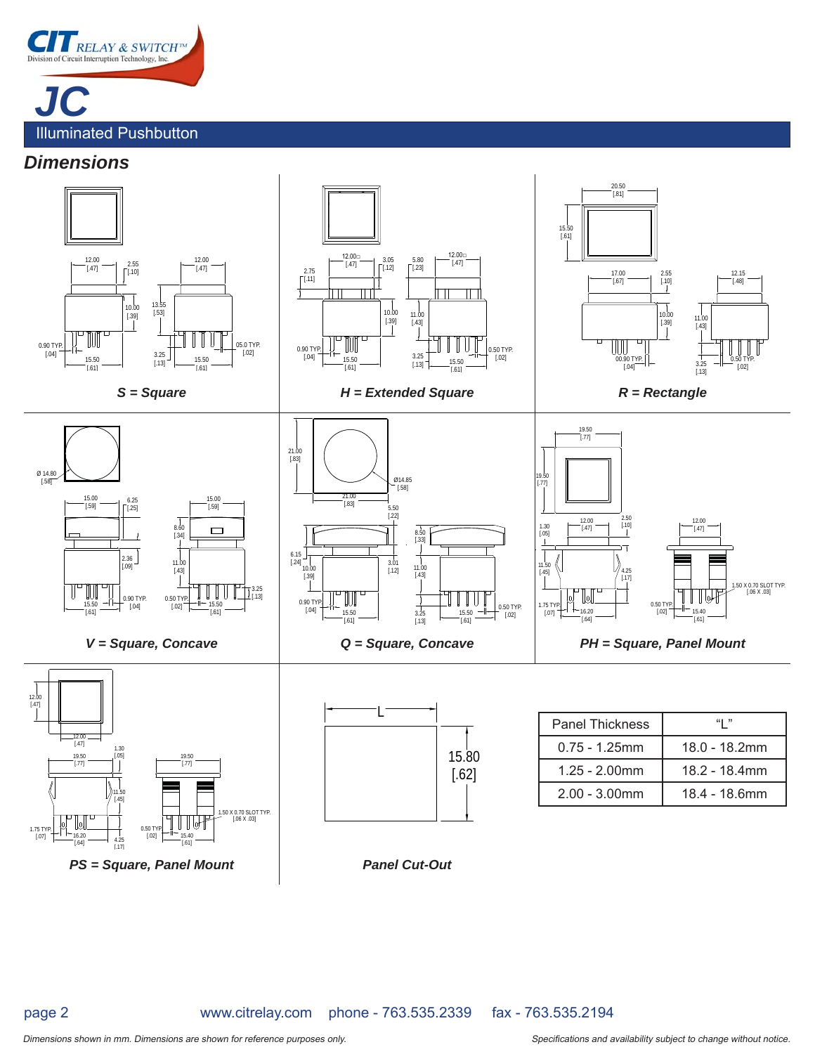# JC

## Illuminated Pushbutton

## *Dimensions*

*S = Square*

*H = Extended Square*

*R = Rectangle*

*V = Square, Concave*

*Q = Square, Concave*

*PH = Square, Panel Mount*

*PS = Square, Panel Mount*

*Panel Cut-Out*

| Panel Thickness | "L" |
|---|---|
| 0.75 - 1.25mm | 18.0 - 18.2mm |
| 1.25 - 2.00mm | 18.2 - 18.4mm |
| 2.00 - 3.00mm | 18.4 - 18.6mm |

www.citrelay.com phone - 763.535.2339 fax - 763.535.2194

*Dimensions shown in mm. Dimensions are shown for reference purposes only.*

*Specifications and availability subject to change without notice.*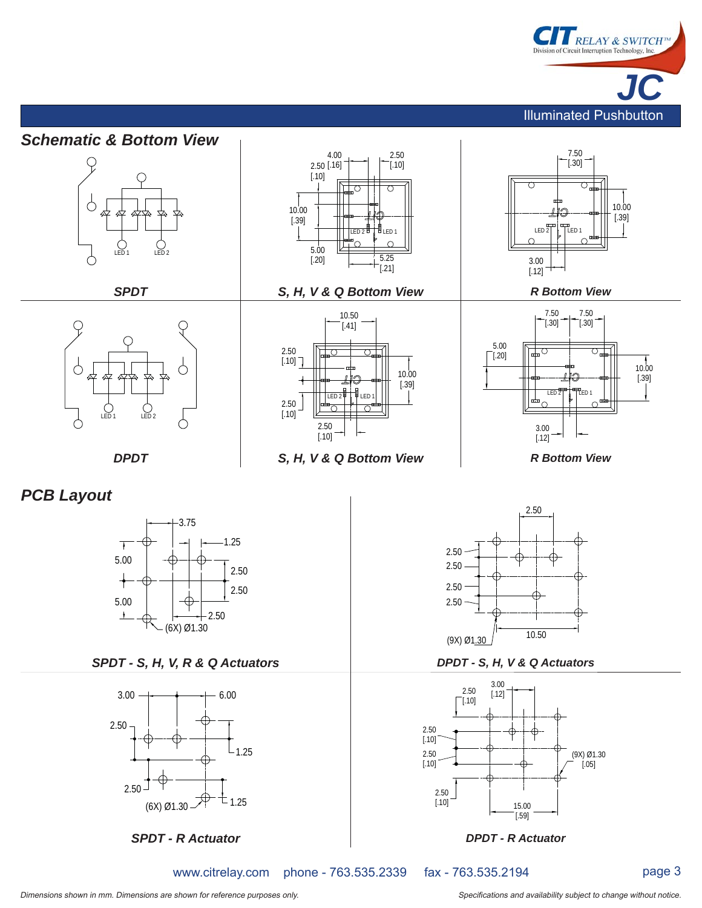## Schematic & Bottom View

*SPDT*

*S, H, V & Q Bottom View*

*R Bottom View*

*DPDT*

*S, H, V & Q Bottom View*

*R Bottom View*

## PCB Layout

*SPDT - S, H, V, R & Q Actuators*

*DPDT - S, H, V & Q Actuators*

*SPDT - R Actuator*

*DPDT - R Actuator*

www.citrelay.com phone - 763.535.2339 fax - 763.535.2194

*Dimensions shown in mm. Dimensions are shown for reference purposes only.*

*Specifications and availability subject to change without notice.*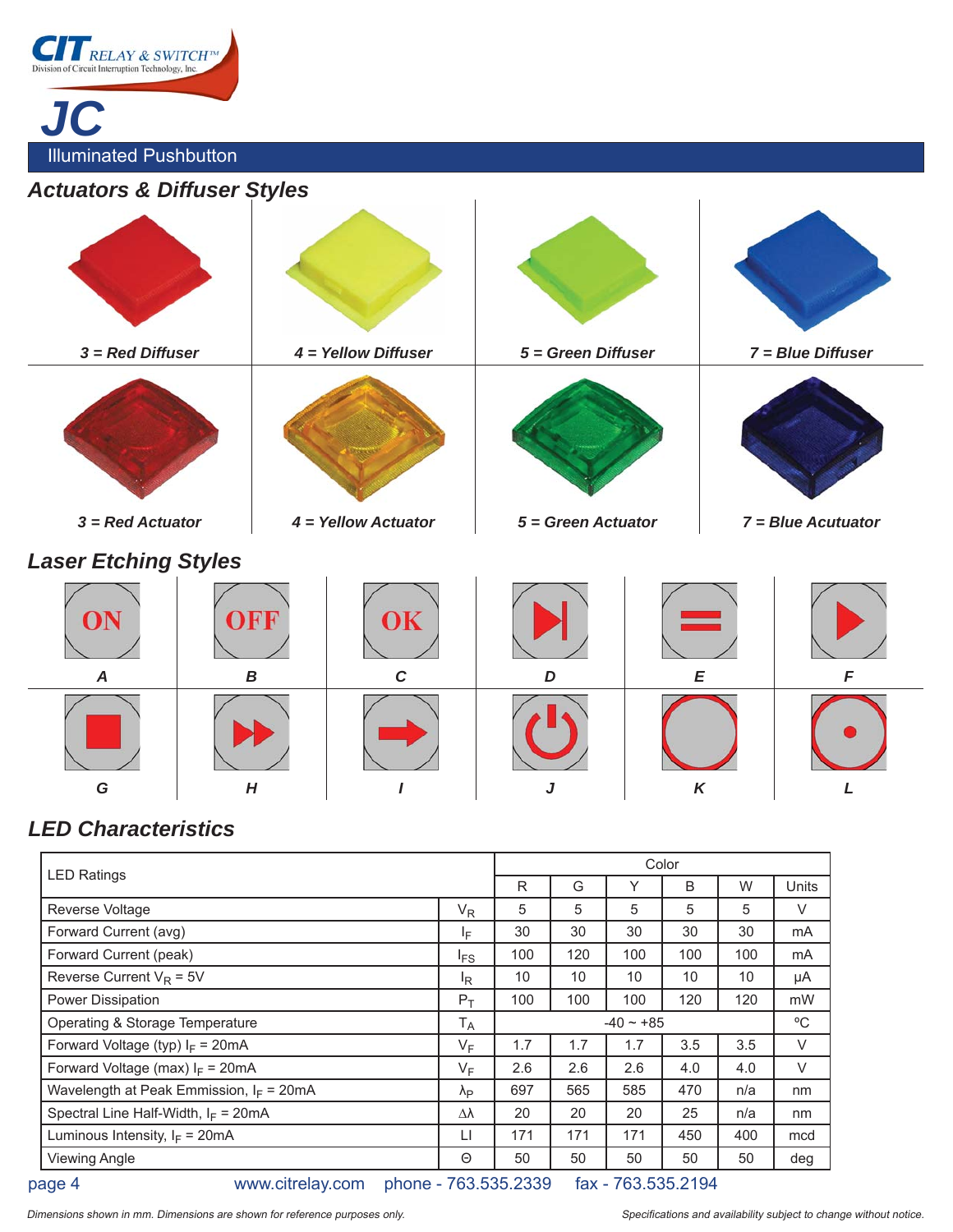# JC

## Illuminated Pushbutton

### Actuators & Diffuser Styles

3 = Red Diffuser

4 = Yellow Diffuser

5 = Green Diffuser

7 = Blue Diffuser

3 = Red Actuator

4 = Yellow Actuator

5 = Green Actuator

7 = Blue Acutuator

### Laser Etching Styles

ON — A

OFF — B

OK — C

D

E

F

G

H

I

J

K

L

### LED Characteristics

| LED Ratings | | Color | | | | | |
|---|---|---|---|---|---|---|---|
| | | R | G | Y | B | W | Units |
| Reverse Voltage | $V_R$ | 5 | 5 | 5 | 5 | 5 | V |
| Forward Current (avg) | $I_F$ | 30 | 30 | 30 | 30 | 30 | mA |
| Forward Current (peak) | $I_{FS}$ | 100 | 120 | 100 | 100 | 100 | mA |
| Reverse Current $V_R$ = 5V | $I_R$ | 10 | 10 | 10 | 10 | 10 | μA |
| Power Dissipation | $P_T$ | 100 | 100 | 100 | 120 | 120 | mW |
| Operating & Storage Temperature | $T_A$ | -40 ~ +85 | | | | | °C |
| Forward Voltage (typ) $I_F$ = 20mA | $V_F$ | 1.7 | 1.7 | 1.7 | 3.5 | 3.5 | V |
| Forward Voltage (max) $I_F$ = 20mA | $V_F$ | 2.6 | 2.6 | 2.6 | 4.0 | 4.0 | V |
| Wavelength at Peak Emmission, $I_F$ = 20mA | $\lambda_P$ | 697 | 565 | 585 | 470 | n/a | nm |
| Spectral Line Half-Width, $I_F$ = 20mA | $\Delta\lambda$ | 20 | 20 | 20 | 25 | n/a | nm |
| Luminous Intensity, $I_F$ = 20mA | LI | 171 | 171 | 171 | 450 | 400 | mcd |
| Viewing Angle | Θ | 50 | 50 | 50 | 50 | 50 | deg |

www.citrelay.com phone - 763.535.2339 fax - 763.535.2194

Dimensions shown in mm. Dimensions are shown for reference purposes only.

Specifications and availability subject to change without notice.